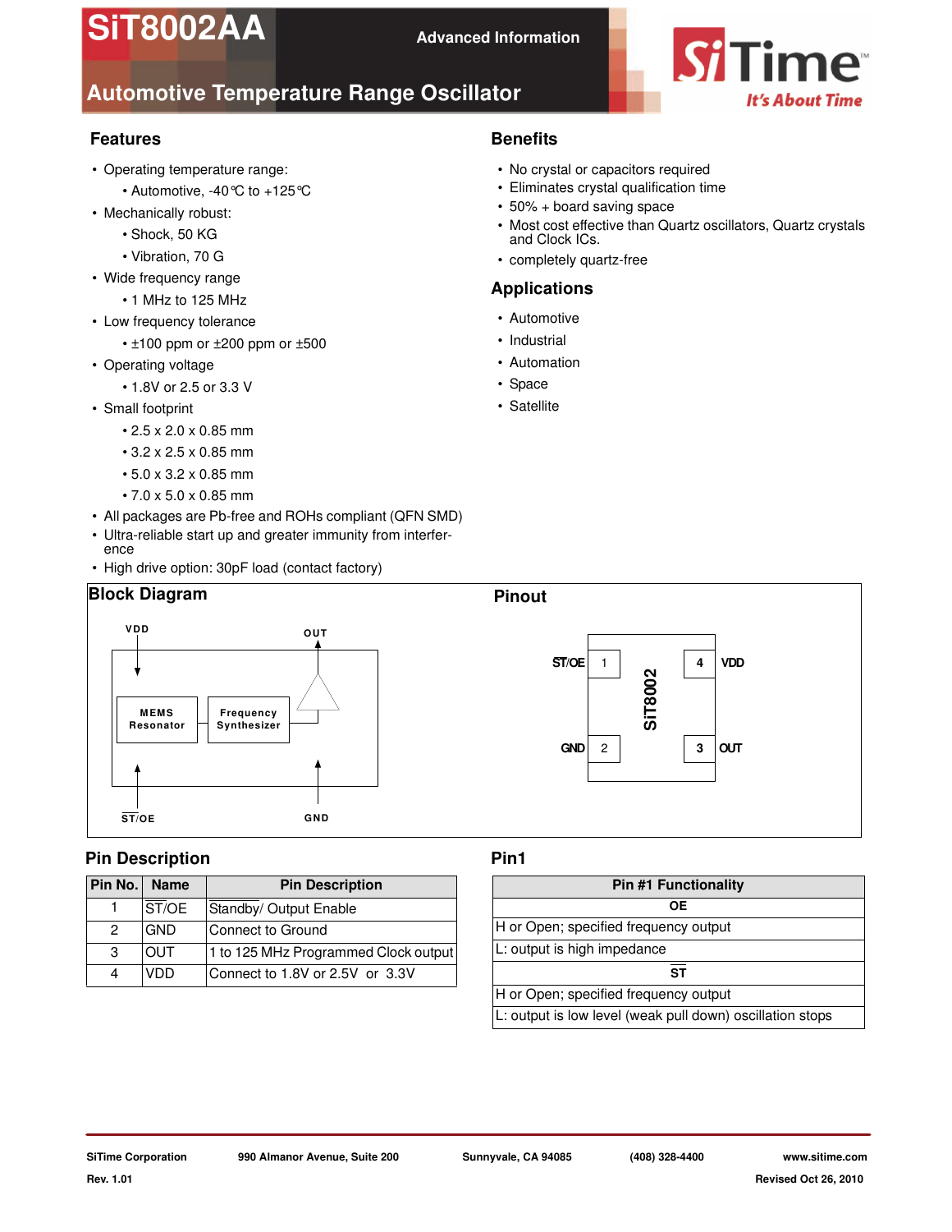# SiT8002AA

**Advanced Information**

## Automotive Temperature Range Oscillator

## Features

- Operating temperature range:
  - Automotive, -40℃ to +125℃
- Mechanically robust:
  - Shock, 50 KG
  - Vibration, 70 G
- Wide frequency range
  - 1 MHz to 125 MHz
- Low frequency tolerance
  - ±100 ppm or ±200 ppm or ±500
- Operating voltage
  - 1.8V or 2.5 or 3.3 V
- Small footprint
  - 2.5 x 2.0 x 0.85 mm
  - 3.2 x 2.5 x 0.85 mm
  - 5.0 x 3.2 x 0.85 mm
  - 7.0 x 5.0 x 0.85 mm
- All packages are Pb-free and ROHs compliant (QFN SMD)
- Ultra-reliable start up and greater immunity from interference
- High drive option: 30pF load (contact factory)

## Benefits

- No crystal or capacitors required
- Eliminates crystal qualification time
- 50% + board saving space
- Most cost effective than Quartz oscillators, Quartz crystals and Clock ICs.
- completely quartz-free

## Applications

- Automotive
- Industrial
- Automation
- Space
- Satellite

## Block Diagram

VDD, OUT, MEMS Resonator, Frequency Synthesizer, ST/OE, GND

## Pinout

| | | | |
|---|---|---|---|
| ST/OE | 1 | 4 | VDD |
| GND | 2 | 3 | OUT |

SiT8002

## Pin Description

| Pin No. | Name | Pin Description |
|---|---|---|
| 1 | ST/OE | Standby/ Output Enable |
| 2 | GND | Connect to Ground |
| 3 | OUT | 1 to 125 MHz Programmed Clock output |
| 4 | VDD | Connect to 1.8V or 2.5V or 3.3V |

## Pin1

| Pin #1 Functionality |
|---|
| **OE** |
| H or Open; specified frequency output |
| L: output is high impedance |
| **ST** |
| H or Open; specified frequency output |
| L: output is low level (weak pull down) oscillation stops |

SiTime Corporation | 990 Almanor Avenue, Suite 200 | Sunnyvale, CA 94085 | (408) 328-4400 | www.sitime.com

Rev. 1.01 | Revised Oct 26, 2010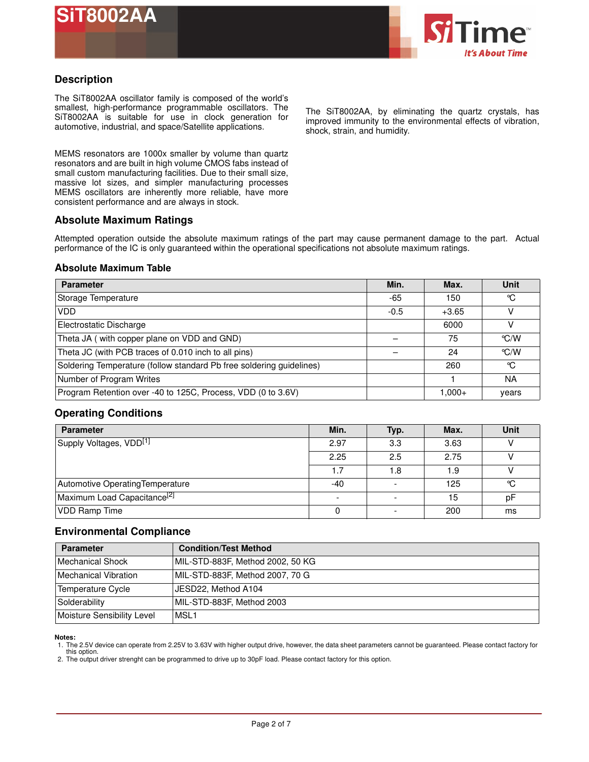## Description

The SiT8002AA oscillator family is composed of the world's smallest, high-performance programmable oscillators. The SiT8002AA is suitable for use in clock generation for automotive, industrial, and space/Satellite applications.

MEMS resonators are 1000x smaller by volume than quartz resonators and are built in high volume CMOS fabs instead of small custom manufacturing facilities. Due to their small size, massive lot sizes, and simpler manufacturing processes MEMS oscillators are inherently more reliable, have more consistent performance and are always in stock.

The SiT8002AA, by eliminating the quartz crystals, has improved immunity to the environmental effects of vibration, shock, strain, and humidity.

## Absolute Maximum Ratings

Attempted operation outside the absolute maximum ratings of the part may cause permanent damage to the part. Actual performance of the IC is only guaranteed within the operational specifications not absolute maximum ratings.

### Absolute Maximum Table

| Parameter | Min. | Max. | Unit |
|---|---|---|---|
| Storage Temperature | -65 | 150 | °C |
| VDD | -0.5 | +3.65 | V |
| Electrostatic Discharge | | 6000 | V |
| Theta JA ( with copper plane on VDD and GND) | – | 75 | °C/W |
| Theta JC (with PCB traces of 0.010 inch to all pins) | – | 24 | °C/W |
| Soldering Temperature (follow standard Pb free soldering guidelines) | | 260 | °C |
| Number of Program Writes | | 1 | NA |
| Program Retention over -40 to 125C, Process, VDD (0 to 3.6V) | | 1,000+ | years |

## Operating Conditions

| Parameter | Min. | Typ. | Max. | Unit |
|---|---|---|---|---|
| Supply Voltages, VDD[1] | 2.97 | 3.3 | 3.63 | V |
| | 2.25 | 2.5 | 2.75 | V |
| | 1.7 | 1.8 | 1.9 | V |
| Automotive Operating Temperature | -40 | - | 125 | °C |
| Maximum Load Capacitance[2] | - | - | 15 | pF |
| VDD Ramp Time | 0 | - | 200 | ms |

## Environmental Compliance

| Parameter | Condition/Test Method |
|---|---|
| Mechanical Shock | MIL-STD-883F, Method 2002, 50 KG |
| Mechanical Vibration | MIL-STD-883F, Method 2007, 70 G |
| Temperature Cycle | JESD22, Method A104 |
| Solderability | MIL-STD-883F, Method 2003 |
| Moisture Sensibility Level | MSL1 |

**Notes:**

1. The 2.5V device can operate from 2.25V to 3.63V with higher output drive, however, the data sheet parameters cannot be guaranteed. Please contact factory for this option.
2. The output driver strenght can be programmed to drive up to 30pF load. Please contact factory for this option.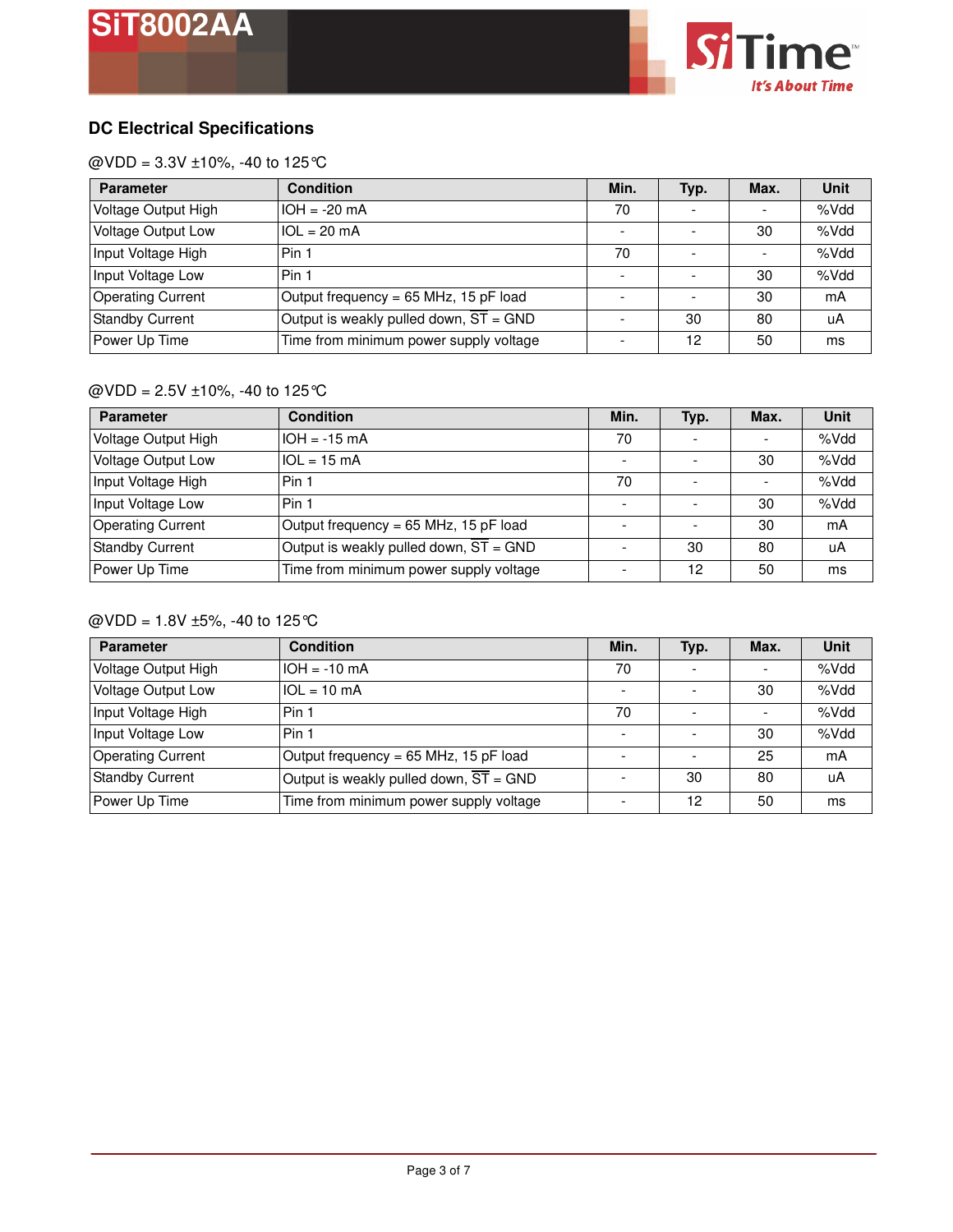## DC Electrical Specifications

@VDD = 3.3V ±10%, -40 to 125°C

| Parameter | Condition | Min. | Typ. | Max. | Unit |
|---|---|---|---|---|---|
| Voltage Output High | IOH = -20 mA | 70 | - | - | %Vdd |
| Voltage Output Low | IOL = 20 mA | - | - | 30 | %Vdd |
| Input Voltage High | Pin 1 | 70 | - | - | %Vdd |
| Input Voltage Low | Pin 1 | - | - | 30 | %Vdd |
| Operating Current | Output frequency = 65 MHz, 15 pF load | - | - | 30 | mA |
| Standby Current | Output is weakly pulled down, $\overline{ST}$ = GND | - | 30 | 80 | uA |
| Power Up Time | Time from minimum power supply voltage | - | 12 | 50 | ms |

@VDD = 2.5V ±10%, -40 to 125°C

| Parameter | Condition | Min. | Typ. | Max. | Unit |
|---|---|---|---|---|---|
| Voltage Output High | IOH = -15 mA | 70 | - | - | %Vdd |
| Voltage Output Low | IOL = 15 mA | - | - | 30 | %Vdd |
| Input Voltage High | Pin 1 | 70 | - | - | %Vdd |
| Input Voltage Low | Pin 1 | - | - | 30 | %Vdd |
| Operating Current | Output frequency = 65 MHz, 15 pF load | - | - | 30 | mA |
| Standby Current | Output is weakly pulled down, $\overline{ST}$ = GND | - | 30 | 80 | uA |
| Power Up Time | Time from minimum power supply voltage | - | 12 | 50 | ms |

@VDD = 1.8V ±5%, -40 to 125°C

| Parameter | Condition | Min. | Typ. | Max. | Unit |
|---|---|---|---|---|---|
| Voltage Output High | IOH = -10 mA | 70 | - | - | %Vdd |
| Voltage Output Low | IOL = 10 mA | - | - | 30 | %Vdd |
| Input Voltage High | Pin 1 | 70 | - | - | %Vdd |
| Input Voltage Low | Pin 1 | - | - | 30 | %Vdd |
| Operating Current | Output frequency = 65 MHz, 15 pF load | - | - | 25 | mA |
| Standby Current | Output is weakly pulled down, $\overline{ST}$ = GND | - | 30 | 80 | uA |
| Power Up Time | Time from minimum power supply voltage | - | 12 | 50 | ms |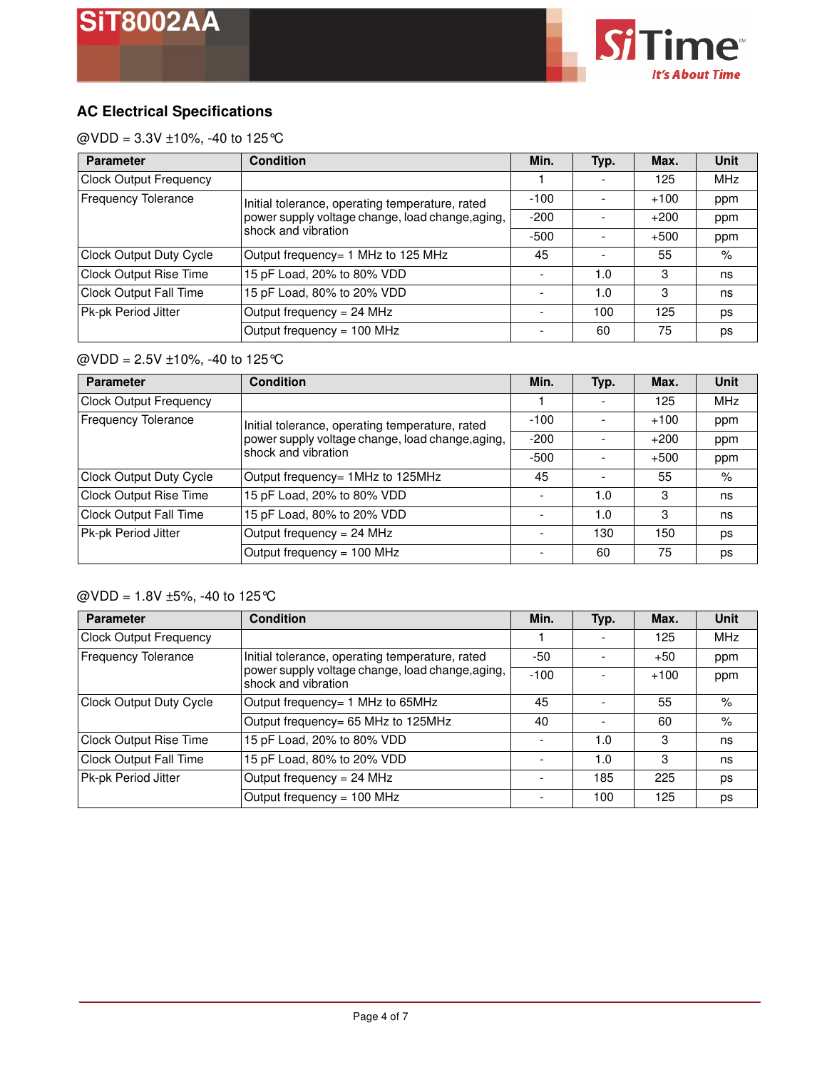## AC Electrical Specifications

@VDD = 3.3V ±10%, -40 to 125℃

| Parameter | Condition | Min. | Typ. | Max. | Unit |
|---|---|---|---|---|---|
| Clock Output Frequency | | 1 | - | 125 | MHz |
| Frequency Tolerance | Initial tolerance, operating temperature, rated power supply voltage change, load change,aging, shock and vibration | -100 | - | +100 | ppm |
| | | -200 | - | +200 | ppm |
| | | -500 | - | +500 | ppm |
| Clock Output Duty Cycle | Output frequency= 1 MHz to 125 MHz | 45 | - | 55 | % |
| Clock Output Rise Time | 15 pF Load, 20% to 80% VDD | - | 1.0 | 3 | ns |
| Clock Output Fall Time | 15 pF Load, 80% to 20% VDD | - | 1.0 | 3 | ns |
| Pk-pk Period Jitter | Output frequency = 24 MHz | - | 100 | 125 | ps |
| | Output frequency = 100 MHz | - | 60 | 75 | ps |

@VDD = 2.5V ±10%, -40 to 125℃

| Parameter | Condition | Min. | Typ. | Max. | Unit |
|---|---|---|---|---|---|
| Clock Output Frequency | | 1 | - | 125 | MHz |
| Frequency Tolerance | Initial tolerance, operating temperature, rated power supply voltage change, load change,aging, shock and vibration | -100 | - | +100 | ppm |
| | | -200 | - | +200 | ppm |
| | | -500 | - | +500 | ppm |
| Clock Output Duty Cycle | Output frequency= 1MHz to 125MHz | 45 | - | 55 | % |
| Clock Output Rise Time | 15 pF Load, 20% to 80% VDD | - | 1.0 | 3 | ns |
| Clock Output Fall Time | 15 pF Load, 80% to 20% VDD | - | 1.0 | 3 | ns |
| Pk-pk Period Jitter | Output frequency = 24 MHz | - | 130 | 150 | ps |
| | Output frequency = 100 MHz | - | 60 | 75 | ps |

@VDD = 1.8V ±5%, -40 to 125℃

| Parameter | Condition | Min. | Typ. | Max. | Unit |
|---|---|---|---|---|---|
| Clock Output Frequency | | 1 | - | 125 | MHz |
| Frequency Tolerance | Initial tolerance, operating temperature, rated power supply voltage change, load change,aging, shock and vibration | -50 | - | +50 | ppm |
| | | -100 | - | +100 | ppm |
| Clock Output Duty Cycle | Output frequency= 1 MHz to 65MHz | 45 | - | 55 | % |
| | Output frequency= 65 MHz to 125MHz | 40 | - | 60 | % |
| Clock Output Rise Time | 15 pF Load, 20% to 80% VDD | - | 1.0 | 3 | ns |
| Clock Output Fall Time | 15 pF Load, 80% to 20% VDD | - | 1.0 | 3 | ns |
| Pk-pk Period Jitter | Output frequency = 24 MHz | - | 185 | 225 | ps |
| | Output frequency = 100 MHz | - | 100 | 125 | ps |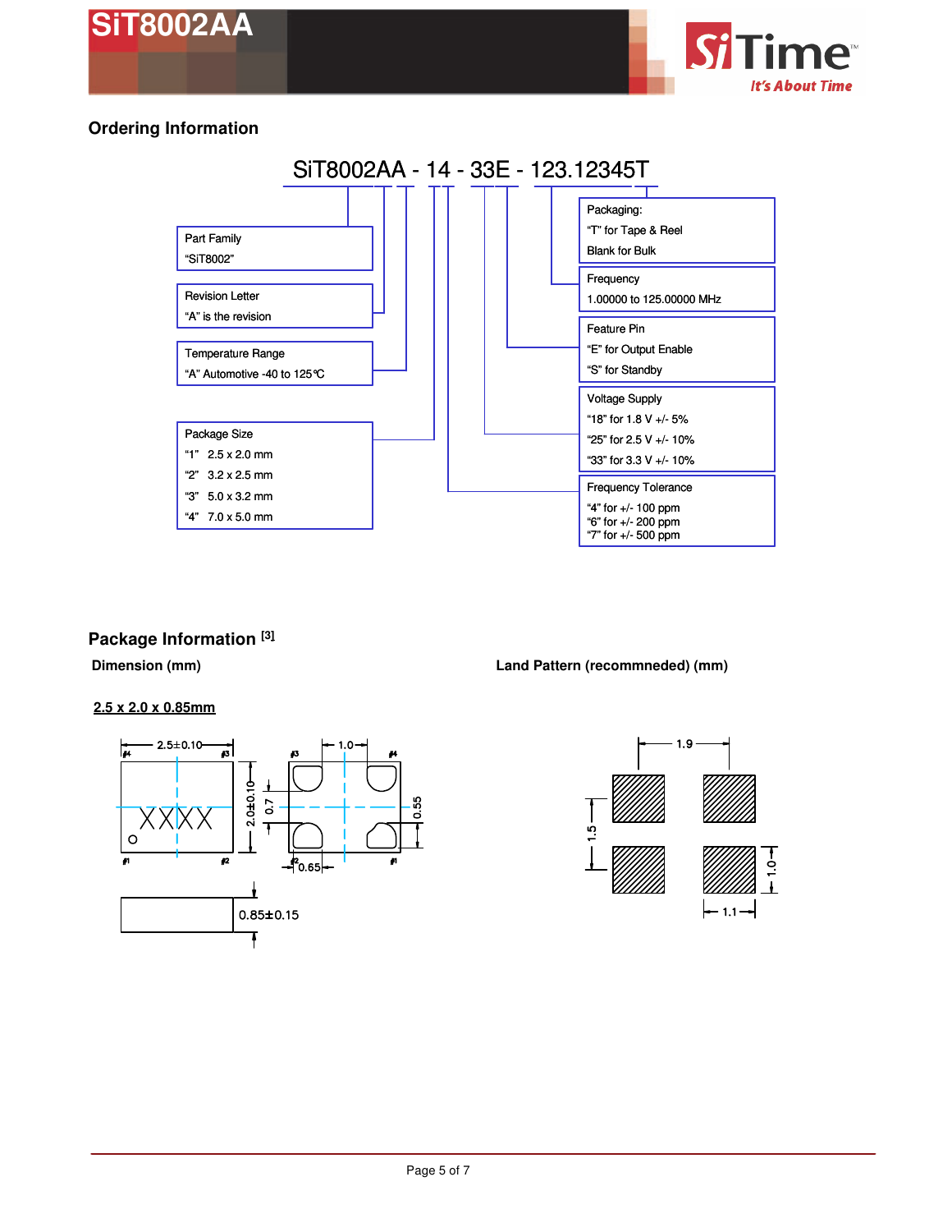## Ordering Information

SiT8002AA - 14 - 33E - 123.12345T

**Part Family**
"SiT8002"

**Revision Letter**
"A" is the revision

**Temperature Range**
"A" Automotive -40 to 125°C

**Package Size**
- "1" 2.5 x 2.0 mm
- "2" 3.2 x 2.5 mm
- "3" 5.0 x 3.2 mm
- "4" 7.0 x 5.0 mm

**Packaging:**
"T" for Tape & Reel
Blank for Bulk

**Frequency**
1.00000 to 125.00000 MHz

**Feature Pin**
"E" for Output Enable
"S" for Standby

**Voltage Supply**
- "18" for 1.8 V +/- 5%
- "25" for 2.5 V +/- 10%
- "33" for 3.3 V +/- 10%

**Frequency Tolerance**
- "4" for +/- 100 ppm
- "6" for +/- 200 ppm
- "7" for +/- 500 ppm

## Package Information [3]

**Dimension (mm)**

**Land Pattern (recommneded) (mm)**

**2.5 x 2.0 x 0.85mm**

2.5±0.10, 2.0±0.10, 1.0, 0.7, 0.55, 0.65, 0.85±0.15

#1, #2, #3, #4, XXXX

1.9, 1.5, 1.0, 1.1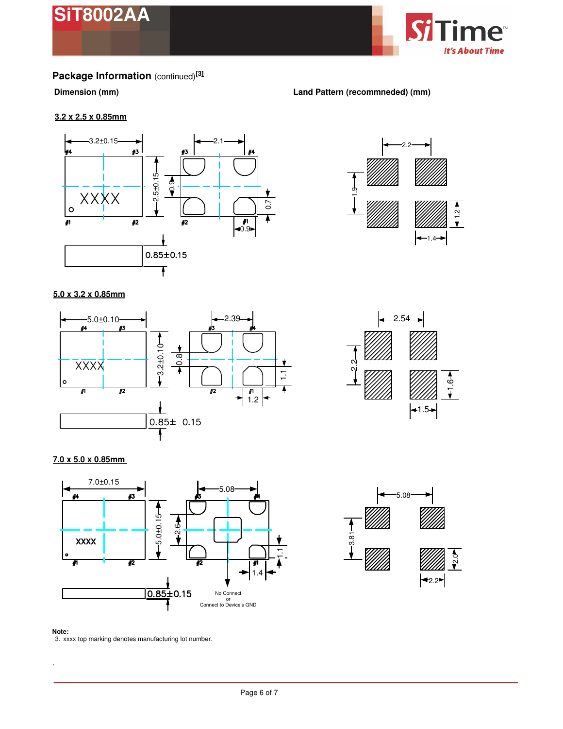## Package Information (continued)[3]

**Dimension (mm)**

**Land Pattern (recommneded) (mm)**

**3.2 x 2.5 x 0.85mm**

**5.0 x 3.2 x 0.85mm**

**7.0 x 5.0 x 0.85mm**

No Connect
or
Connect to Device's GND

**Note:**

3. xxxx top marking denotes manufacturing lot number.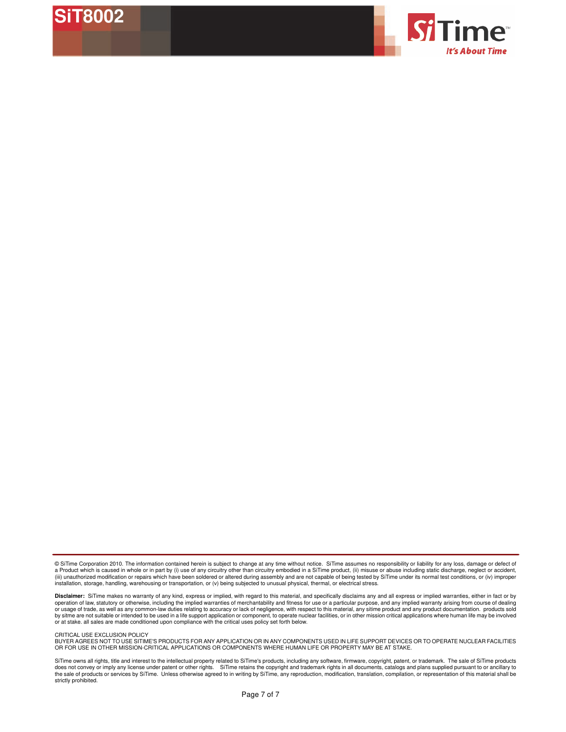© SiTime Corporation 2010. The information contained herein is subject to change at any time without notice. SiTime assumes no responsibility or liability for any loss, damage or defect of a Product which is caused in whole or in part by (i) use of any circuitry other than circuitry embodied in a SiTime product, (ii) misuse or abuse including static discharge, neglect or accident, (iii) unauthorized modification or repairs which have been soldered or altered during assembly and are not capable of being tested by SiTime under its normal test conditions, or (iv) improper installation, storage, handling, warehousing or transportation, or (v) being subjected to unusual physical, thermal, or electrical stress.

**Disclaimer:** SiTime makes no warranty of any kind, express or implied, with regard to this material, and specifically disclaims any and all express or implied warranties, either in fact or by operation of law, statutory or otherwise, including the implied warranties of merchantability and fitness for use or a particular purpose, and any implied warranty arising from course of dealing or usage of trade, as well as any common-law duties relating to accuracy or lack of negligence, with respect to this material, any sitime product and any product documentation. products sold by sitme are not suitable or intended to be used in a life support application or component, to operate nuclear facilities, or in other mission critical applications where human life may be involved or at stake. all sales are made conditioned upon compliance with the critical uses policy set forth below.

CRITICAL USE EXCLUSION POLICY
BUYER AGREES NOT TO USE SITIME'S PRODUCTS FOR ANY APPLICATION OR IN ANY COMPONENTS USED IN LIFE SUPPORT DEVICES OR TO OPERATE NUCLEAR FACILITIES OR FOR USE IN OTHER MISSION-CRITICAL APPLICATIONS OR COMPONENTS WHERE HUMAN LIFE OR PROPERTY MAY BE AT STAKE.

SiTime owns all rights, title and interest to the intellectual property related to SiTime's products, including any software, firmware, copyright, patent, or trademark. The sale of SiTime products does not convey or imply any license under patent or other rights. SiTime retains the copyright and trademark rights in all documents, catalogs and plans supplied pursuant to or ancillary to the sale of products or services by SiTime. Unless otherwise agreed to in writing by SiTime, any reproduction, modification, translation, compilation, or representation of this material shall be strictly prohibited.